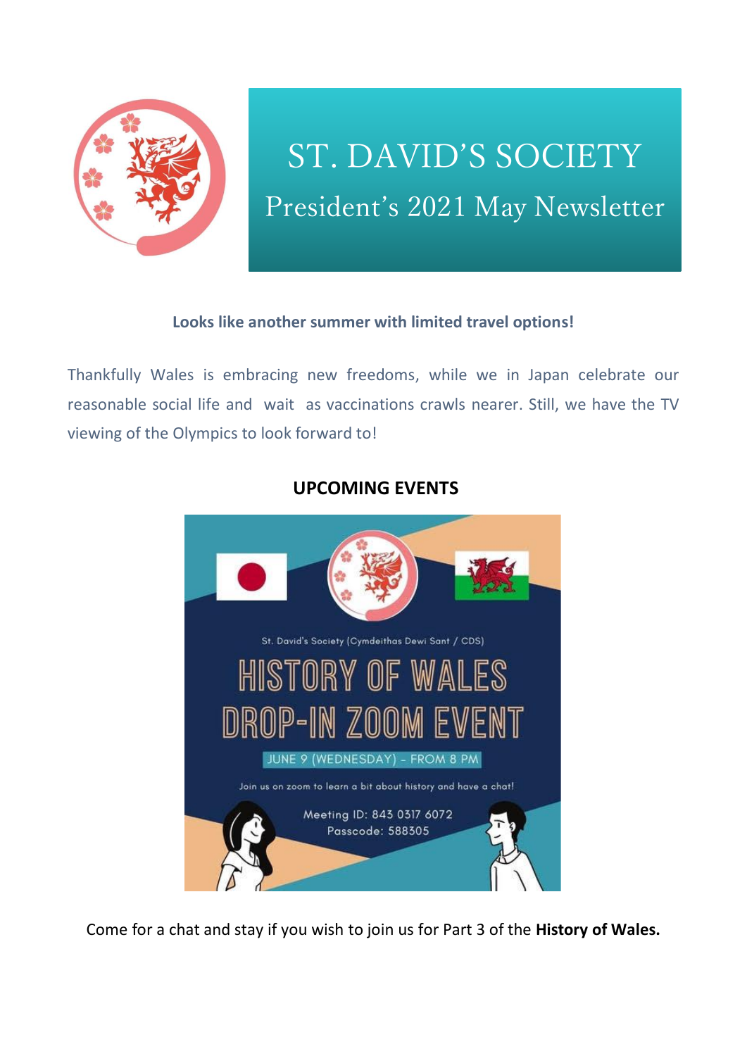# ST. DAVID'S SOCIETY

## President's 2021 May Newsletter

**Looks like another summer with limited travel options!**

Thankfully Wales is embracing new freedoms, while we in Japan celebrate our reasonable social life and wait as vaccinations crawls nearer. Still, we have the TV viewing of the Olympics to look forward to!

## UPCOMING EVENTS

St. David's Society (Cymdeithas Dewi Sant / CDS)

**HISTORY OF WALES DROP-IN ZOOM EVENT**

JUNE 9 (WEDNESDAY) - FROM 8 PM

Join us on zoom to learn a bit about history and have a chat!

Meeting ID: 843 0317 6072
Passcode: 588305

Come for a chat and stay if you wish to join us for Part 3 of the **History of Wales.**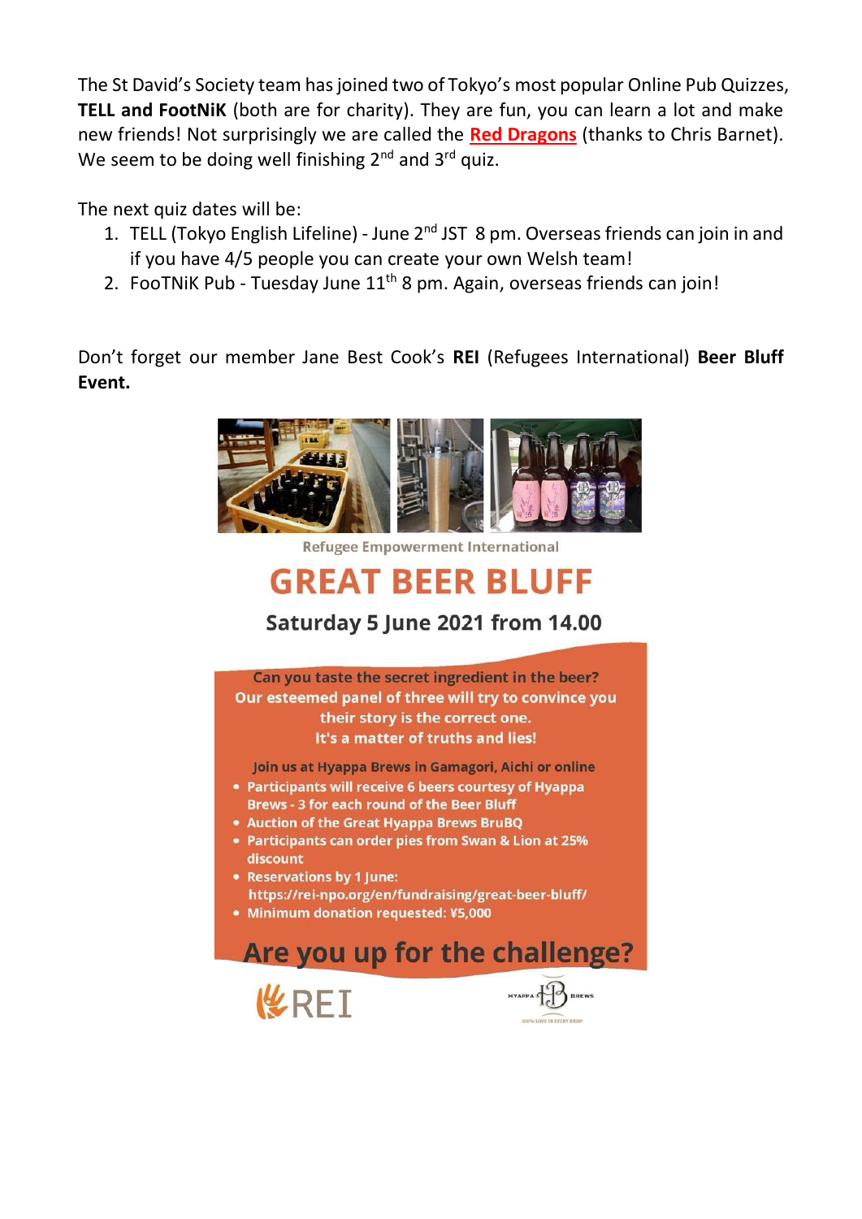The St David's Society team has joined two of Tokyo's most popular Online Pub Quizzes, **TELL and FootNiK** (both are for charity). They are fun, you can learn a lot and make new friends! Not surprisingly we are called the **Red Dragons** (thanks to Chris Barnet). We seem to be doing well finishing 2nd and 3rd quiz.

The next quiz dates will be:

1. TELL (Tokyo English Lifeline) - June 2nd JST 8 pm. Overseas friends can join in and if you have 4/5 people you can create your own Welsh team!
2. FooTNiK Pub - Tuesday June 11th 8 pm. Again, overseas friends can join!

Don't forget our member Jane Best Cook's **REI** (Refugees International) **Beer Bluff Event.**

Refugee Empowerment International

# GREAT BEER BLUFF

**Saturday 5 June 2021 from 14.00**

Can you taste the secret ingredient in the beer?
Our esteemed panel of three will try to convince you their story is the correct one.
It's a matter of truths and lies!

Join us at Hyappa Brews in Gamagori, Aichi or online

- Participants will receive 6 beers courtesy of Hyappa Brews - 3 for each round of the Beer Bluff
- Auction of the Great Hyappa Brews BruBQ
- Participants can order pies from Swan & Lion at 25% discount
- Reservations by 1 June: https://rei-npo.org/en/fundraising/great-beer-bluff/
- Minimum donation requested: ¥5,000

## Are you up for the challenge?

REI

HYAPPA HB BREWS
100% LOVE IN EVERY DROP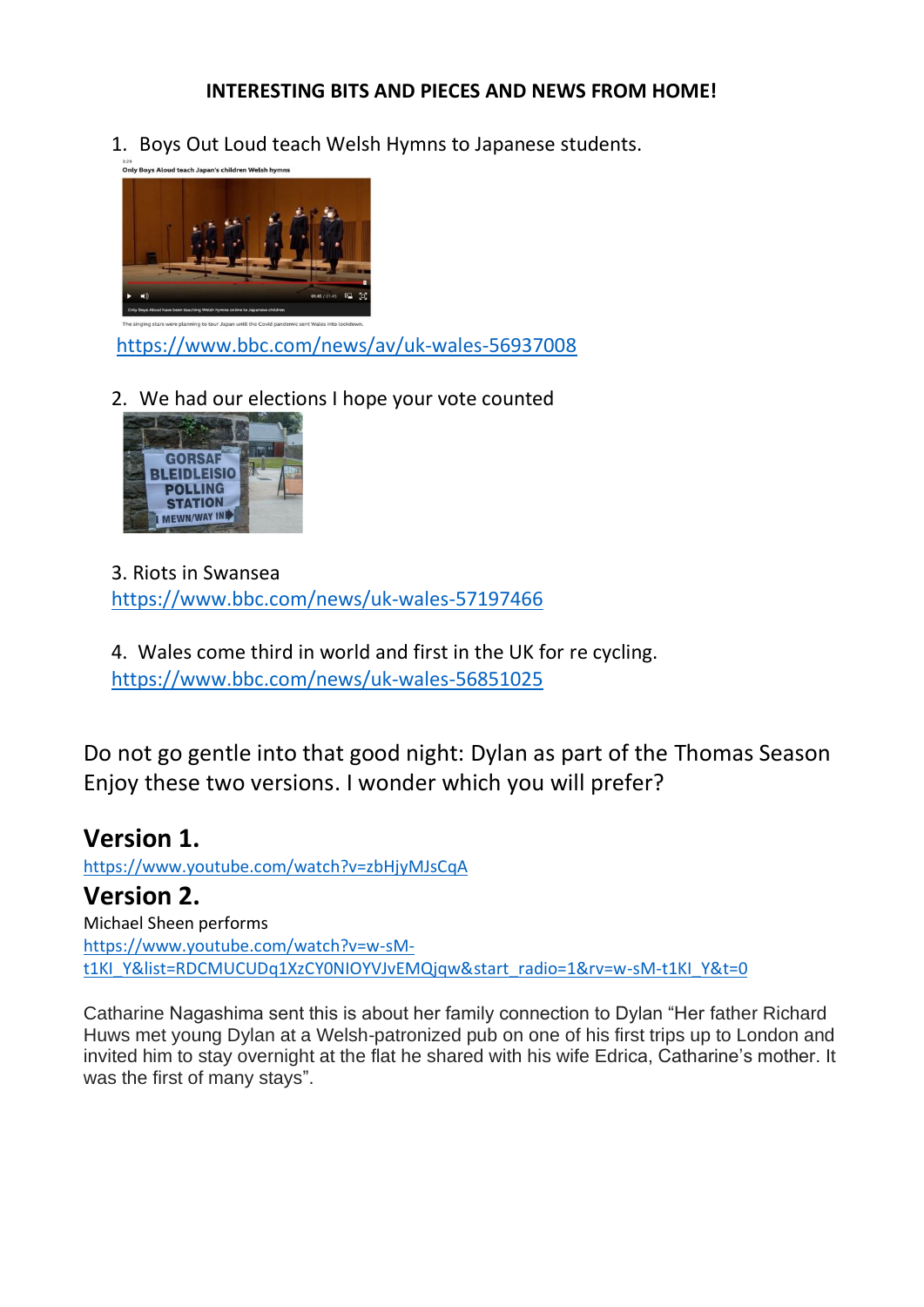**INTERESTING BITS AND PIECES AND NEWS FROM HOME!**

1. Boys Out Loud teach Welsh Hymns to Japanese students.

https://www.bbc.com/news/av/uk-wales-56937008

2. We had our elections I hope your vote counted

3. Riots in Swansea
https://www.bbc.com/news/uk-wales-57197466

4. Wales come third in world and first in the UK for re cycling.
https://www.bbc.com/news/uk-wales-56851025

Do not go gentle into that good night: Dylan as part of the Thomas Season
Enjoy these two versions. I wonder which you will prefer?

## Version 1.

https://www.youtube.com/watch?v=zbHjyMJsCqA

## Version 2.

Michael Sheen performs
https://www.youtube.com/watch?v=w-sM-t1KI_Y&list=RDCMUCUDq1XzCY0NIOYVJvEMQjqw&start_radio=1&rv=w-sM-t1KI_Y&t=0

Catharine Nagashima sent this is about her family connection to Dylan "Her father Richard Huws met young Dylan at a Welsh-patronized pub on one of his first trips up to London and invited him to stay overnight at the flat he shared with his wife Edrica, Catharine's mother. It was the first of many stays".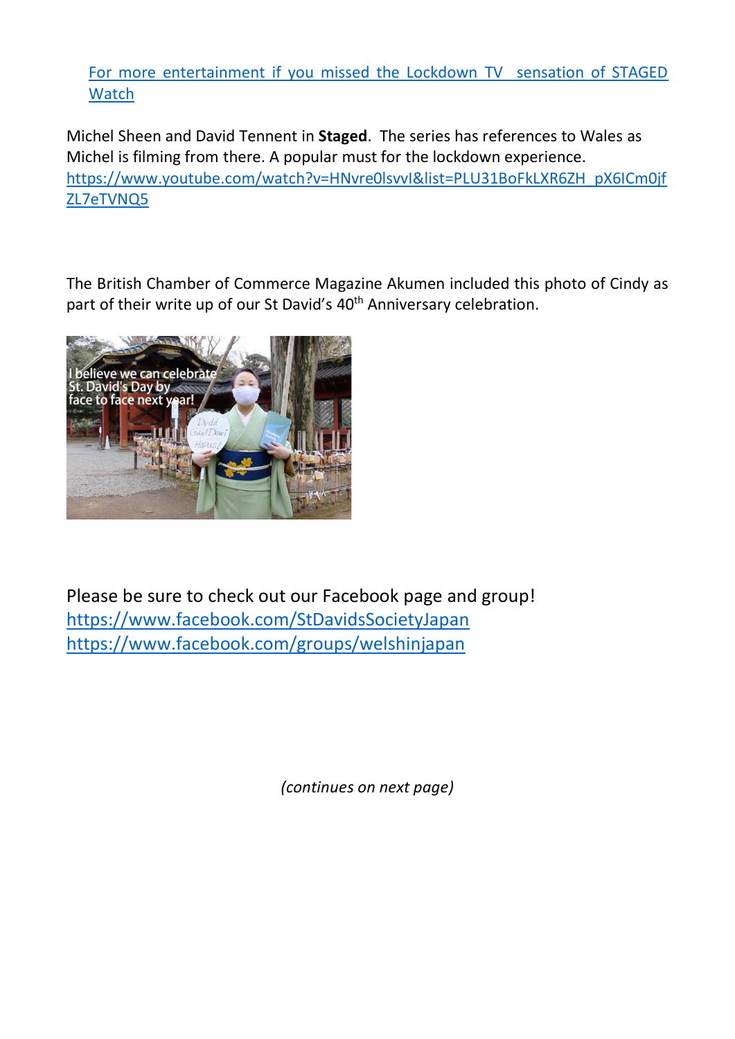[For more entertainment if you missed the Lockdown TV sensation of STAGED Watch]

Michel Sheen and David Tennent in **Staged**. The series has references to Wales as Michel is filming from there. A popular must for the lockdown experience.
https://www.youtube.com/watch?v=HNvre0lsvvI&list=PLU31BoFkLXR6ZH_pX6ICm0jfZL7eTVNQ5

The British Chamber of Commerce Magazine Akumen included this photo of Cindy as part of their write up of our St David's 40th Anniversary celebration.

Please be sure to check out our Facebook page and group!
https://www.facebook.com/StDavidsSocietyJapan
https://www.facebook.com/groups/welshinjapan

*(continues on next page)*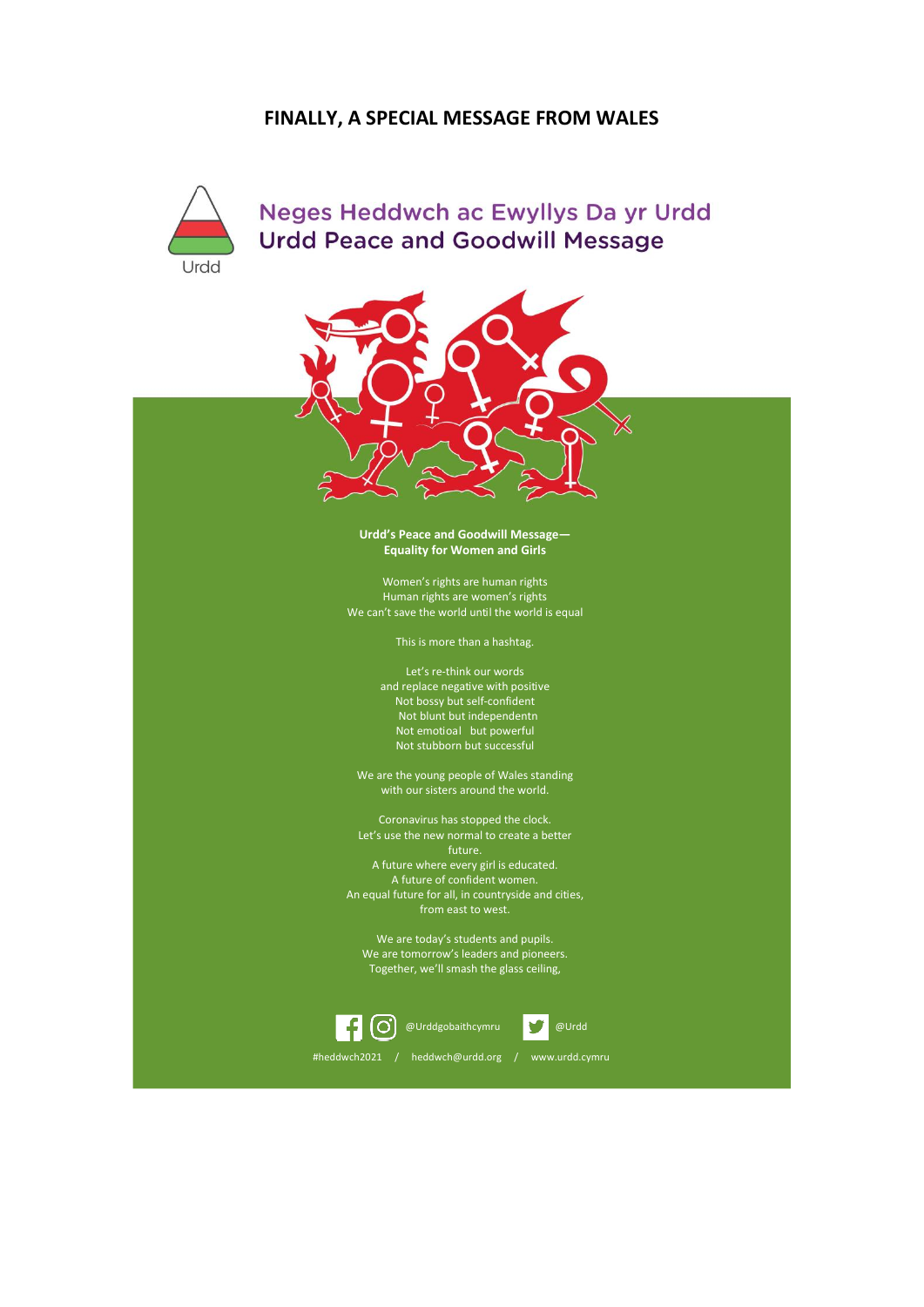# FINALLY, A SPECIAL MESSAGE FROM WALES

Urdd

## Neges Heddwch ac Ewyllys Da yr Urdd
## Urdd Peace and Goodwill Message

**Urdd's Peace and Goodwill Message—**
**Equality for Women and Girls**

Women's rights are human rights
Human rights are women's rights
We can't save the world until the world is equal

This is more than a hashtag.

Let's re-think our words
and replace negative with positive
Not bossy but self-confident
Not blunt but independentn
Not emotioal but powerful
Not stubborn but successful

We are the young people of Wales standing
with our sisters around the world.

Coronavirus has stopped the clock.
Let's use the new normal to create a better
future.
A future where every girl is educated.
A future of confident women.
An equal future for all, in countryside and cities,
from east to west.

We are today's students and pupils.
We are tomorrow's leaders and pioneers.
Together, we'll smash the glass ceiling,

@Urddgobaithcymru @Urdd

#heddwch2021 / heddwch@urdd.org / www.urdd.cymru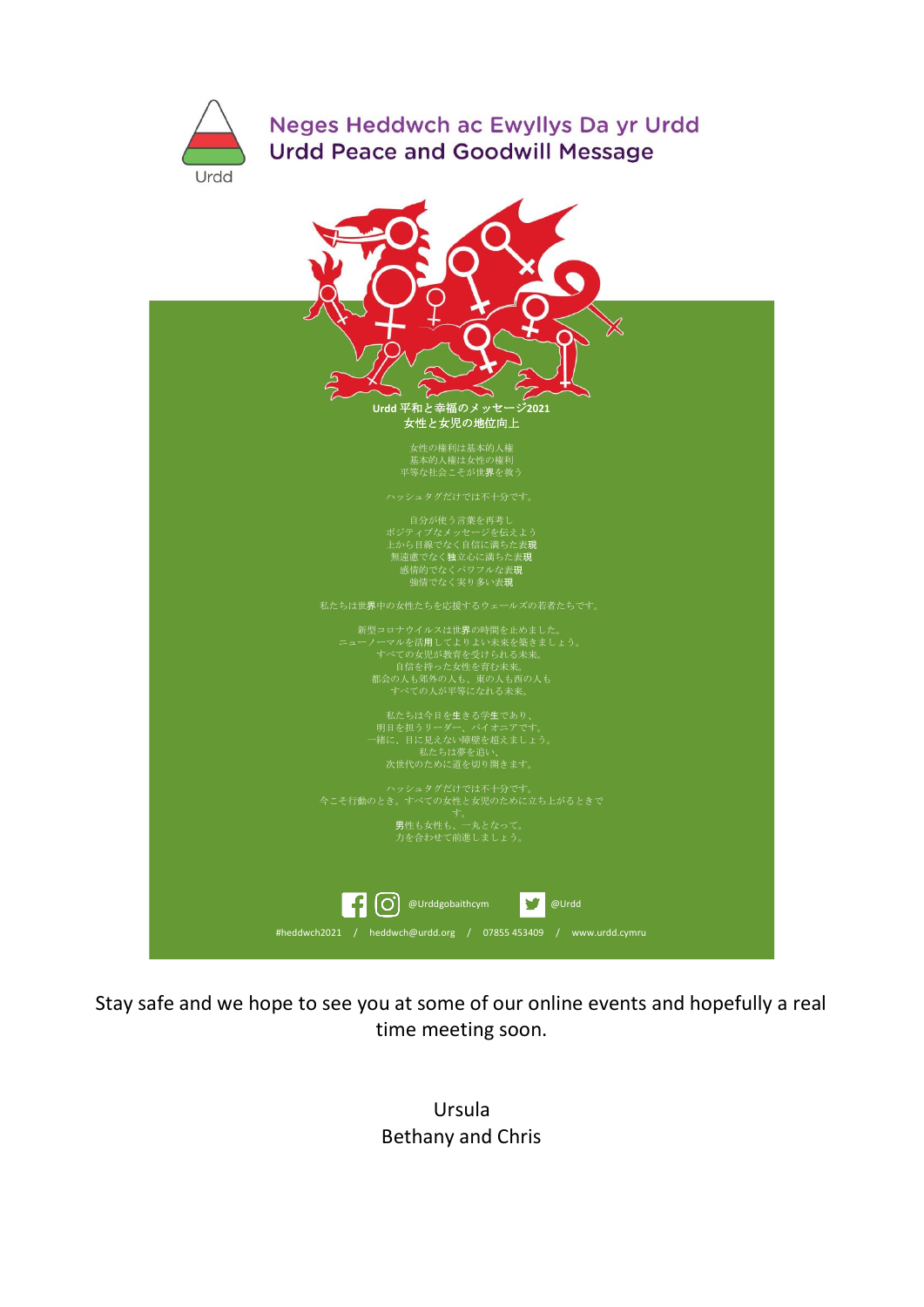Neges Heddwch ac Ewyllys Da yr Urdd
Urdd Peace and Goodwill Message

**Urdd 平和と幸福のメッセージ2021**
**女性と女児の地位向上**

女性の権利は基本的人権
基本的人権は女性の権利
平等な社会こそが世界を救う

ハッシュタグだけでは不十分です。

自分が使う言葉を再考し
ポジティブなメッセージを伝えよう
上から目線でなく自信に満ちた表現
無遠慮でなく独立心に満ちた表現
感情的でなくパワフルな表現
強情でなく実り多い表現

私たちは世界中の女性たちを応援するウェールズの若者たちです。

新型コロナウイルスは世界の時間を止めました。
ニューノーマルを活用してよりよい未来を築きましょう。
すべての女児が教育を受けられる未来。
自信を持った女性を育む未来。
都会の人も郊外の人も、東の人も西の人も
すべての人が平等になれる未来。

私たちは今日を生きる学生であり、
明日を担うリーダー、パイオニアです。
一緒に、目に見えない障壁を超えましょう。
私たちは夢を追い、
次世代のために道を切り開きます。

ハッシュタグだけでは不十分です。
今こそ行動のとき。すべての女性と女児のために立ち上がるときです。
男性も女性も、一丸となって。
力を合わせて前進しましょう。

@Urddgobaithcym @Urdd

#heddwch2021 / heddwch@urdd.org / 07855 453409 / www.urdd.cymru

Stay safe and we hope to see you at some of our online events and hopefully a real time meeting soon.

Ursula
Bethany and Chris